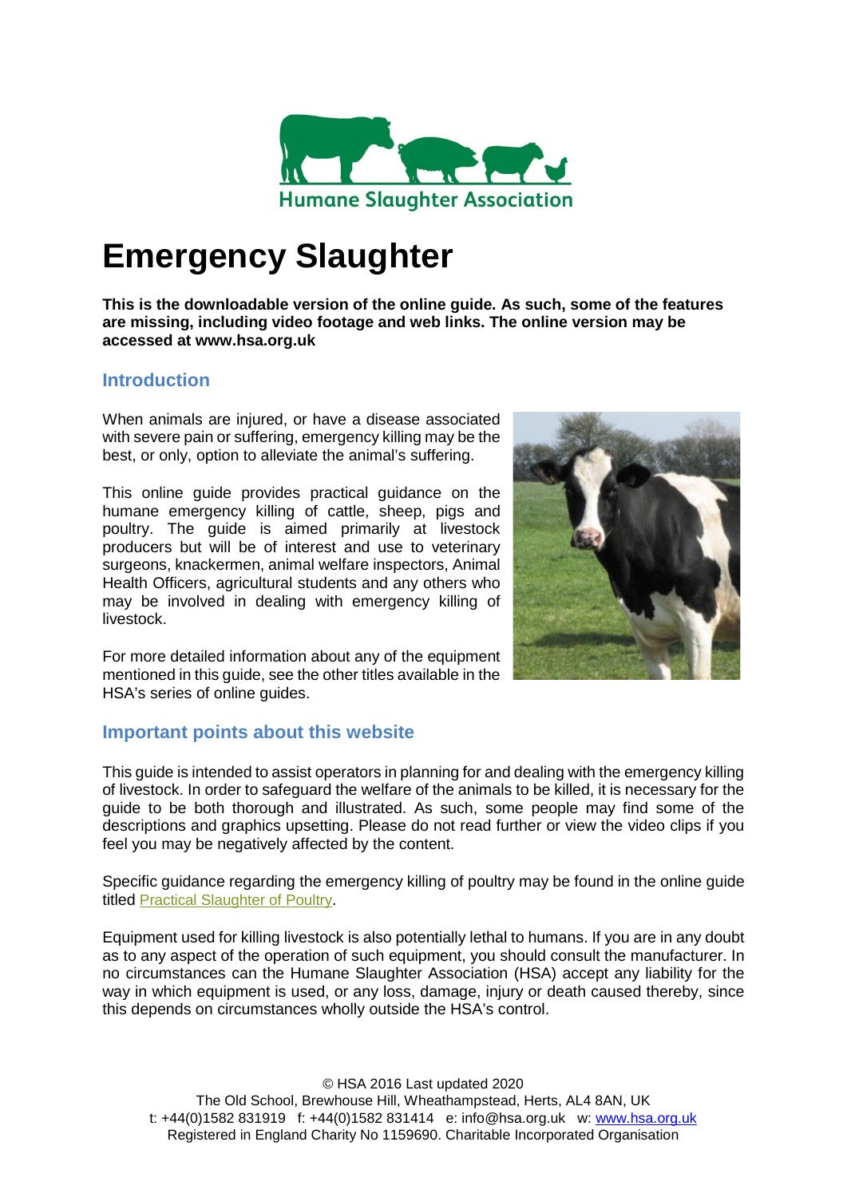Humane Slaughter Association

# Emergency Slaughter

**This is the downloadable version of the online guide. As such, some of the features are missing, including video footage and web links. The online version may be accessed at www.hsa.org.uk**

## Introduction

When animals are injured, or have a disease associated with severe pain or suffering, emergency killing may be the best, or only, option to alleviate the animal's suffering.

This online guide provides practical guidance on the humane emergency killing of cattle, sheep, pigs and poultry. The guide is aimed primarily at livestock producers but will be of interest and use to veterinary surgeons, knackermen, animal welfare inspectors, Animal Health Officers, agricultural students and any others who may be involved in dealing with emergency killing of livestock.

For more detailed information about any of the equipment mentioned in this guide, see the other titles available in the HSA's series of online guides.

## Important points about this website

This guide is intended to assist operators in planning for and dealing with the emergency killing of livestock. In order to safeguard the welfare of the animals to be killed, it is necessary for the guide to be both thorough and illustrated. As such, some people may find some of the descriptions and graphics upsetting. Please do not read further or view the video clips if you feel you may be negatively affected by the content.

Specific guidance regarding the emergency killing of poultry may be found in the online guide titled Practical Slaughter of Poultry.

Equipment used for killing livestock is also potentially lethal to humans. If you are in any doubt as to any aspect of the operation of such equipment, you should consult the manufacturer. In no circumstances can the Humane Slaughter Association (HSA) accept any liability for the way in which equipment is used, or any loss, damage, injury or death caused thereby, since this depends on circumstances wholly outside the HSA's control.

© HSA 2016 Last updated 2020
The Old School, Brewhouse Hill, Wheathampstead, Herts, AL4 8AN, UK
t: +44(0)1582 831919 f: +44(0)1582 831414 e: info@hsa.org.uk w: www.hsa.org.uk
Registered in England Charity No 1159690. Charitable Incorporated Organisation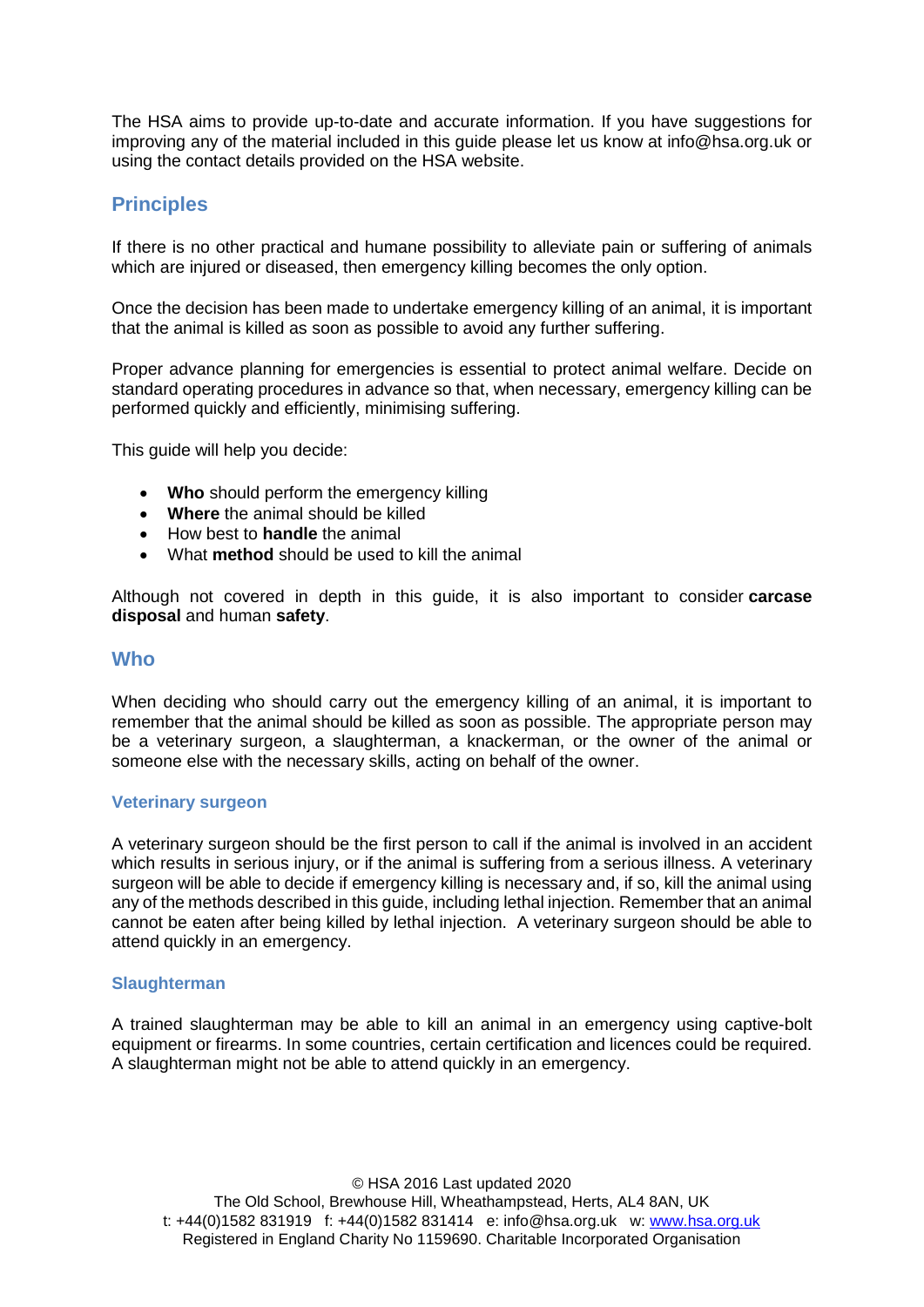The HSA aims to provide up-to-date and accurate information. If you have suggestions for improving any of the material included in this guide please let us know at info@hsa.org.uk or using the contact details provided on the HSA website.

## Principles

If there is no other practical and humane possibility to alleviate pain or suffering of animals which are injured or diseased, then emergency killing becomes the only option.

Once the decision has been made to undertake emergency killing of an animal, it is important that the animal is killed as soon as possible to avoid any further suffering.

Proper advance planning for emergencies is essential to protect animal welfare. Decide on standard operating procedures in advance so that, when necessary, emergency killing can be performed quickly and efficiently, minimising suffering.

This guide will help you decide:

- **Who** should perform the emergency killing
- **Where** the animal should be killed
- How best to **handle** the animal
- What **method** should be used to kill the animal

Although not covered in depth in this guide, it is also important to consider **carcase disposal** and human **safety**.

## Who

When deciding who should carry out the emergency killing of an animal, it is important to remember that the animal should be killed as soon as possible. The appropriate person may be a veterinary surgeon, a slaughterman, a knackerman, or the owner of the animal or someone else with the necessary skills, acting on behalf of the owner.

### Veterinary surgeon

A veterinary surgeon should be the first person to call if the animal is involved in an accident which results in serious injury, or if the animal is suffering from a serious illness. A veterinary surgeon will be able to decide if emergency killing is necessary and, if so, kill the animal using any of the methods described in this guide, including lethal injection. Remember that an animal cannot be eaten after being killed by lethal injection. A veterinary surgeon should be able to attend quickly in an emergency.

### Slaughterman

A trained slaughterman may be able to kill an animal in an emergency using captive-bolt equipment or firearms. In some countries, certain certification and licences could be required. A slaughterman might not be able to attend quickly in an emergency.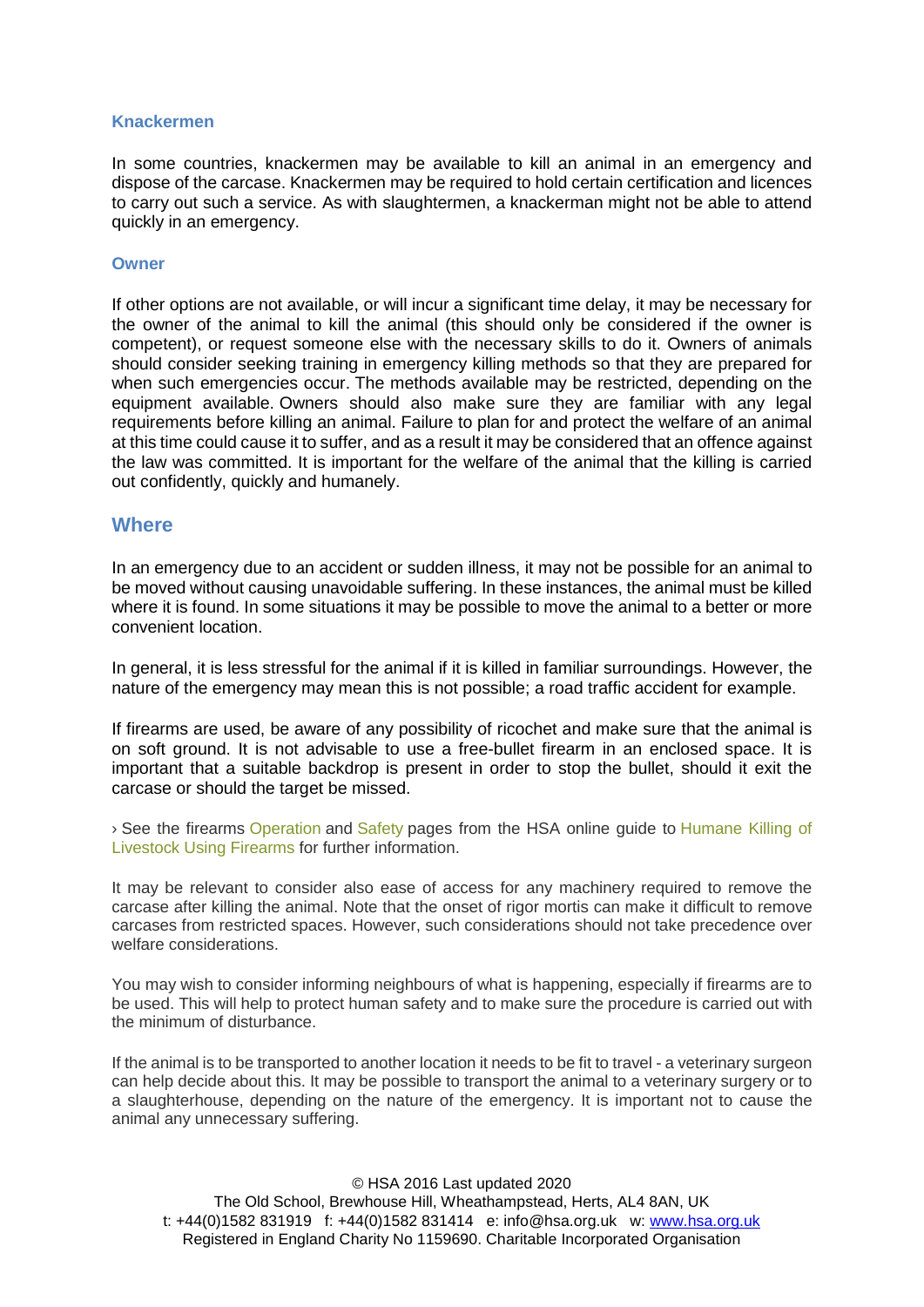### Knackermen

In some countries, knackermen may be available to kill an animal in an emergency and dispose of the carcase. Knackermen may be required to hold certain certification and licences to carry out such a service. As with slaughtermen, a knackerman might not be able to attend quickly in an emergency.

### Owner

If other options are not available, or will incur a significant time delay, it may be necessary for the owner of the animal to kill the animal (this should only be considered if the owner is competent), or request someone else with the necessary skills to do it. Owners of animals should consider seeking training in emergency killing methods so that they are prepared for when such emergencies occur. The methods available may be restricted, depending on the equipment available. Owners should also make sure they are familiar with any legal requirements before killing an animal. Failure to plan for and protect the welfare of an animal at this time could cause it to suffer, and as a result it may be considered that an offence against the law was committed. It is important for the welfare of the animal that the killing is carried out confidently, quickly and humanely.

## Where

In an emergency due to an accident or sudden illness, it may not be possible for an animal to be moved without causing unavoidable suffering. In these instances, the animal must be killed where it is found. In some situations it may be possible to move the animal to a better or more convenient location.

In general, it is less stressful for the animal if it is killed in familiar surroundings. However, the nature of the emergency may mean this is not possible; a road traffic accident for example.

If firearms are used, be aware of any possibility of ricochet and make sure that the animal is on soft ground. It is not advisable to use a free-bullet firearm in an enclosed space. It is important that a suitable backdrop is present in order to stop the bullet, should it exit the carcase or should the target be missed.

› See the firearms Operation and Safety pages from the HSA online guide to Humane Killing of Livestock Using Firearms for further information.

It may be relevant to consider also ease of access for any machinery required to remove the carcase after killing the animal. Note that the onset of rigor mortis can make it difficult to remove carcases from restricted spaces. However, such considerations should not take precedence over welfare considerations.

You may wish to consider informing neighbours of what is happening, especially if firearms are to be used. This will help to protect human safety and to make sure the procedure is carried out with the minimum of disturbance.

If the animal is to be transported to another location it needs to be fit to travel - a veterinary surgeon can help decide about this. It may be possible to transport the animal to a veterinary surgery or to a slaughterhouse, depending on the nature of the emergency. It is important not to cause the animal any unnecessary suffering.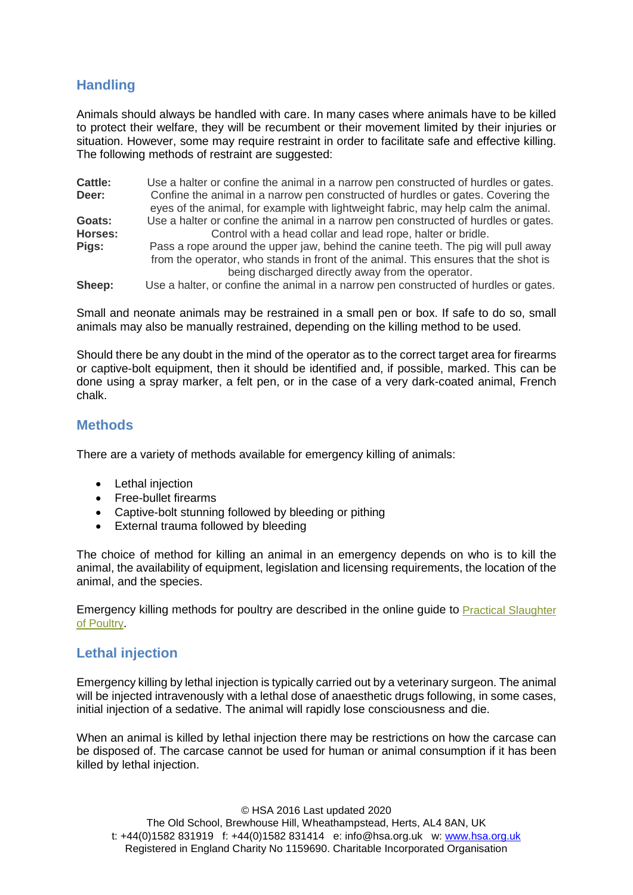## Handling

Animals should always be handled with care. In many cases where animals have to be killed to protect their welfare, they will be recumbent or their movement limited by their injuries or situation. However, some may require restraint in order to facilitate safe and effective killing. The following methods of restraint are suggested:

**Cattle:** Use a halter or confine the animal in a narrow pen constructed of hurdles or gates.

**Deer:** Confine the animal in a narrow pen constructed of hurdles or gates. Covering the eyes of the animal, for example with lightweight fabric, may help calm the animal.

**Goats:** Use a halter or confine the animal in a narrow pen constructed of hurdles or gates.

**Horses:** Control with a head collar and lead rope, halter or bridle.

**Pigs:** Pass a rope around the upper jaw, behind the canine teeth. The pig will pull away from the operator, who stands in front of the animal. This ensures that the shot is being discharged directly away from the operator.

**Sheep:** Use a halter, or confine the animal in a narrow pen constructed of hurdles or gates.

Small and neonate animals may be restrained in a small pen or box. If safe to do so, small animals may also be manually restrained, depending on the killing method to be used.

Should there be any doubt in the mind of the operator as to the correct target area for firearms or captive-bolt equipment, then it should be identified and, if possible, marked. This can be done using a spray marker, a felt pen, or in the case of a very dark-coated animal, French chalk.

## Methods

There are a variety of methods available for emergency killing of animals:

- Lethal injection
- Free-bullet firearms
- Captive-bolt stunning followed by bleeding or pithing
- External trauma followed by bleeding

The choice of method for killing an animal in an emergency depends on who is to kill the animal, the availability of equipment, legislation and licensing requirements, the location of the animal, and the species.

Emergency killing methods for poultry are described in the online guide to Practical Slaughter of Poultry.

## Lethal injection

Emergency killing by lethal injection is typically carried out by a veterinary surgeon. The animal will be injected intravenously with a lethal dose of anaesthetic drugs following, in some cases, initial injection of a sedative. The animal will rapidly lose consciousness and die.

When an animal is killed by lethal injection there may be restrictions on how the carcase can be disposed of. The carcase cannot be used for human or animal consumption if it has been killed by lethal injection.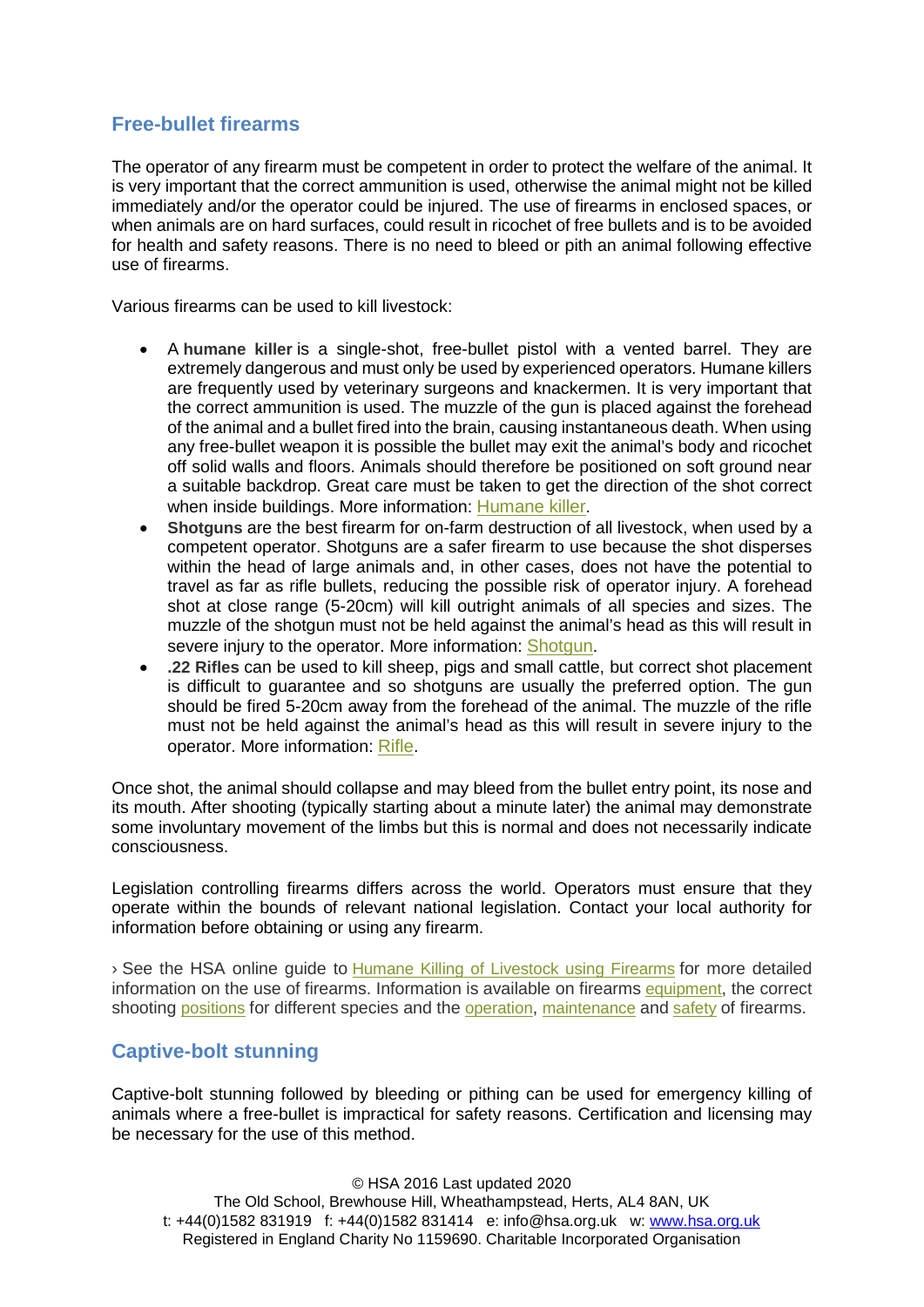## Free-bullet firearms

The operator of any firearm must be competent in order to protect the welfare of the animal. It is very important that the correct ammunition is used, otherwise the animal might not be killed immediately and/or the operator could be injured. The use of firearms in enclosed spaces, or when animals are on hard surfaces, could result in ricochet of free bullets and is to be avoided for health and safety reasons. There is no need to bleed or pith an animal following effective use of firearms.

Various firearms can be used to kill livestock:

- A **humane killer** is a single-shot, free-bullet pistol with a vented barrel. They are extremely dangerous and must only be used by experienced operators. Humane killers are frequently used by veterinary surgeons and knackermen. It is very important that the correct ammunition is used. The muzzle of the gun is placed against the forehead of the animal and a bullet fired into the brain, causing instantaneous death. When using any free-bullet weapon it is possible the bullet may exit the animal's body and ricochet off solid walls and floors. Animals should therefore be positioned on soft ground near a suitable backdrop. Great care must be taken to get the direction of the shot correct when inside buildings. More information: Humane killer.
- **Shotguns** are the best firearm for on-farm destruction of all livestock, when used by a competent operator. Shotguns are a safer firearm to use because the shot disperses within the head of large animals and, in other cases, does not have the potential to travel as far as rifle bullets, reducing the possible risk of operator injury. A forehead shot at close range (5-20cm) will kill outright animals of all species and sizes. The muzzle of the shotgun must not be held against the animal's head as this will result in severe injury to the operator. More information: Shotgun.
- **.22 Rifles** can be used to kill sheep, pigs and small cattle, but correct shot placement is difficult to guarantee and so shotguns are usually the preferred option. The gun should be fired 5-20cm away from the forehead of the animal. The muzzle of the rifle must not be held against the animal's head as this will result in severe injury to the operator. More information: Rifle.

Once shot, the animal should collapse and may bleed from the bullet entry point, its nose and its mouth. After shooting (typically starting about a minute later) the animal may demonstrate some involuntary movement of the limbs but this is normal and does not necessarily indicate consciousness.

Legislation controlling firearms differs across the world. Operators must ensure that they operate within the bounds of relevant national legislation. Contact your local authority for information before obtaining or using any firearm.

› See the HSA online guide to Humane Killing of Livestock using Firearms for more detailed information on the use of firearms. Information is available on firearms equipment, the correct shooting positions for different species and the operation, maintenance and safety of firearms.

## Captive-bolt stunning

Captive-bolt stunning followed by bleeding or pithing can be used for emergency killing of animals where a free-bullet is impractical for safety reasons. Certification and licensing may be necessary for the use of this method.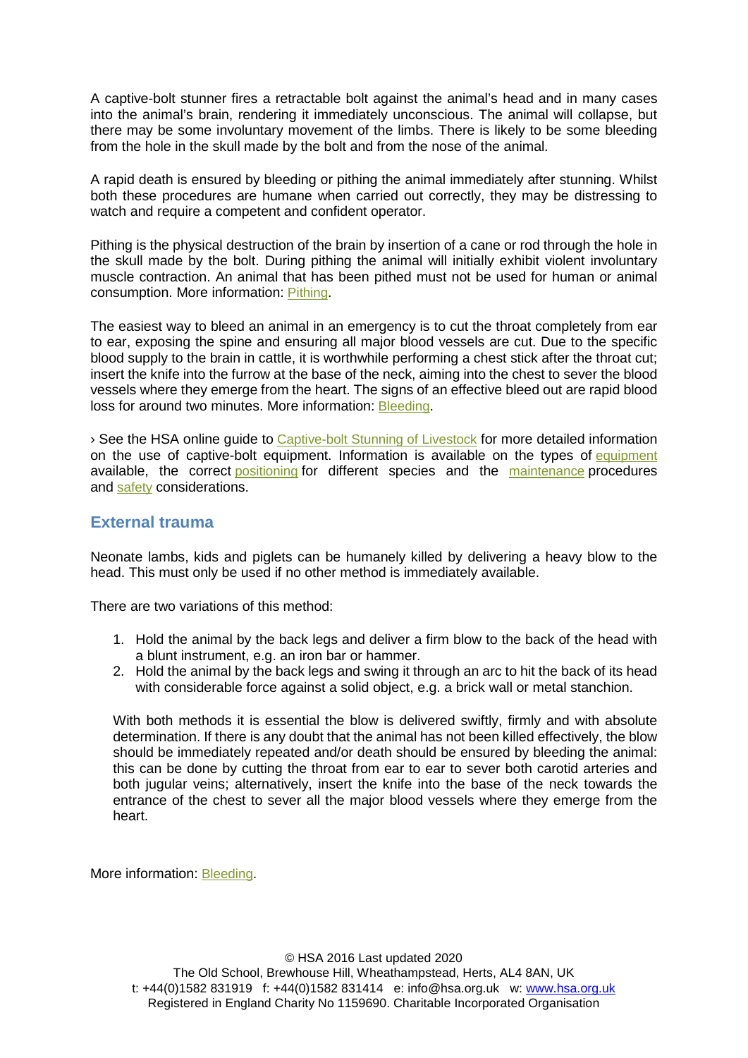A captive-bolt stunner fires a retractable bolt against the animal's head and in many cases into the animal's brain, rendering it immediately unconscious. The animal will collapse, but there may be some involuntary movement of the limbs. There is likely to be some bleeding from the hole in the skull made by the bolt and from the nose of the animal.

A rapid death is ensured by bleeding or pithing the animal immediately after stunning. Whilst both these procedures are humane when carried out correctly, they may be distressing to watch and require a competent and confident operator.

Pithing is the physical destruction of the brain by insertion of a cane or rod through the hole in the skull made by the bolt. During pithing the animal will initially exhibit violent involuntary muscle contraction. An animal that has been pithed must not be used for human or animal consumption. More information: Pithing.

The easiest way to bleed an animal in an emergency is to cut the throat completely from ear to ear, exposing the spine and ensuring all major blood vessels are cut. Due to the specific blood supply to the brain in cattle, it is worthwhile performing a chest stick after the throat cut; insert the knife into the furrow at the base of the neck, aiming into the chest to sever the blood vessels where they emerge from the heart. The signs of an effective bleed out are rapid blood loss for around two minutes. More information: Bleeding.

› See the HSA online guide to Captive-bolt Stunning of Livestock for more detailed information on the use of captive-bolt equipment. Information is available on the types of equipment available, the correct positioning for different species and the maintenance procedures and safety considerations.

## External trauma

Neonate lambs, kids and piglets can be humanely killed by delivering a heavy blow to the head. This must only be used if no other method is immediately available.

There are two variations of this method:

1. Hold the animal by the back legs and deliver a firm blow to the back of the head with a blunt instrument, e.g. an iron bar or hammer.
2. Hold the animal by the back legs and swing it through an arc to hit the back of its head with considerable force against a solid object, e.g. a brick wall or metal stanchion.

With both methods it is essential the blow is delivered swiftly, firmly and with absolute determination. If there is any doubt that the animal has not been killed effectively, the blow should be immediately repeated and/or death should be ensured by bleeding the animal: this can be done by cutting the throat from ear to ear to sever both carotid arteries and both jugular veins; alternatively, insert the knife into the base of the neck towards the entrance of the chest to sever all the major blood vessels where they emerge from the heart.

More information: Bleeding.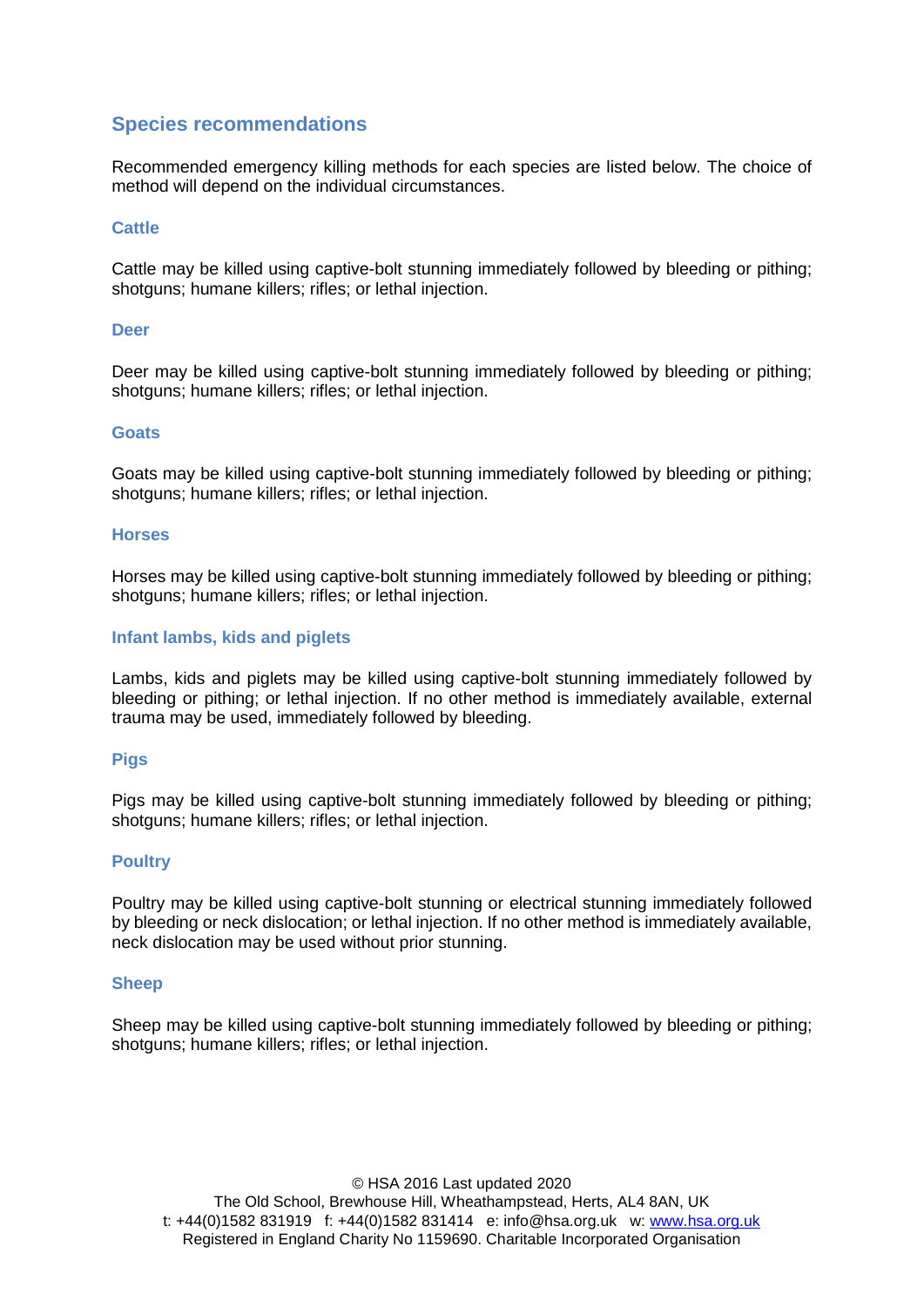## Species recommendations

Recommended emergency killing methods for each species are listed below. The choice of method will depend on the individual circumstances.

### Cattle

Cattle may be killed using captive-bolt stunning immediately followed by bleeding or pithing; shotguns; humane killers; rifles; or lethal injection.

### Deer

Deer may be killed using captive-bolt stunning immediately followed by bleeding or pithing; shotguns; humane killers; rifles; or lethal injection.

### Goats

Goats may be killed using captive-bolt stunning immediately followed by bleeding or pithing; shotguns; humane killers; rifles; or lethal injection.

### Horses

Horses may be killed using captive-bolt stunning immediately followed by bleeding or pithing; shotguns; humane killers; rifles; or lethal injection.

### Infant lambs, kids and piglets

Lambs, kids and piglets may be killed using captive-bolt stunning immediately followed by bleeding or pithing; or lethal injection. If no other method is immediately available, external trauma may be used, immediately followed by bleeding.

### Pigs

Pigs may be killed using captive-bolt stunning immediately followed by bleeding or pithing; shotguns; humane killers; rifles; or lethal injection.

### Poultry

Poultry may be killed using captive-bolt stunning or electrical stunning immediately followed by bleeding or neck dislocation; or lethal injection. If no other method is immediately available, neck dislocation may be used without prior stunning.

### Sheep

Sheep may be killed using captive-bolt stunning immediately followed by bleeding or pithing; shotguns; humane killers; rifles; or lethal injection.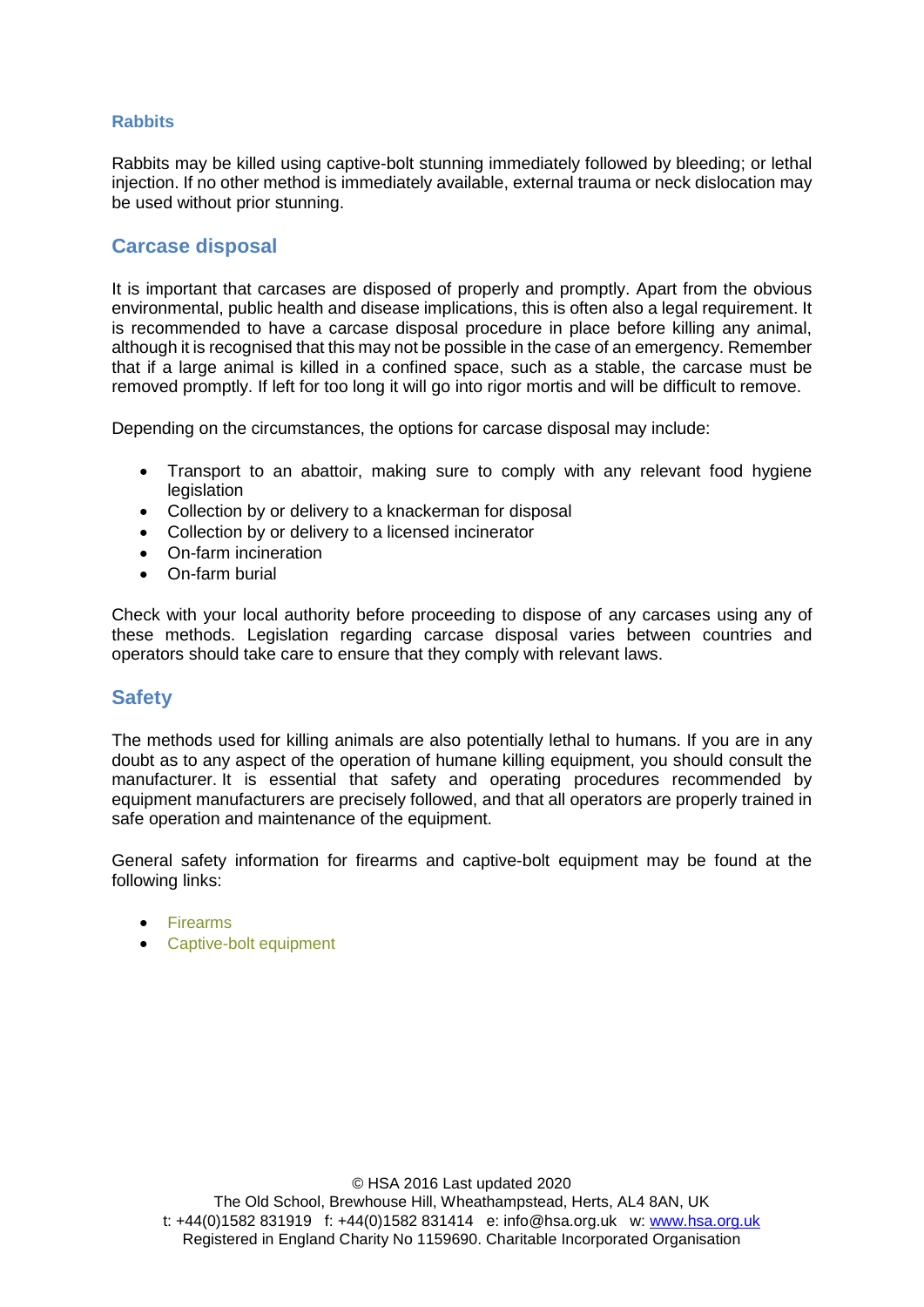### Rabbits

Rabbits may be killed using captive-bolt stunning immediately followed by bleeding; or lethal injection. If no other method is immediately available, external trauma or neck dislocation may be used without prior stunning.

## Carcase disposal

It is important that carcases are disposed of properly and promptly. Apart from the obvious environmental, public health and disease implications, this is often also a legal requirement. It is recommended to have a carcase disposal procedure in place before killing any animal, although it is recognised that this may not be possible in the case of an emergency. Remember that if a large animal is killed in a confined space, such as a stable, the carcase must be removed promptly. If left for too long it will go into rigor mortis and will be difficult to remove.

Depending on the circumstances, the options for carcase disposal may include:

- Transport to an abattoir, making sure to comply with any relevant food hygiene legislation
- Collection by or delivery to a knackerman for disposal
- Collection by or delivery to a licensed incinerator
- On-farm incineration
- On-farm burial

Check with your local authority before proceeding to dispose of any carcases using any of these methods. Legislation regarding carcase disposal varies between countries and operators should take care to ensure that they comply with relevant laws.

## Safety

The methods used for killing animals are also potentially lethal to humans. If you are in any doubt as to any aspect of the operation of humane killing equipment, you should consult the manufacturer. It is essential that safety and operating procedures recommended by equipment manufacturers are precisely followed, and that all operators are properly trained in safe operation and maintenance of the equipment.

General safety information for firearms and captive-bolt equipment may be found at the following links:

- Firearms
- Captive-bolt equipment

© HSA 2016 Last updated 2020
The Old School, Brewhouse Hill, Wheathampstead, Herts, AL4 8AN, UK
t: +44(0)1582 831919 f: +44(0)1582 831414 e: info@hsa.org.uk w: www.hsa.org.uk
Registered in England Charity No 1159690. Charitable Incorporated Organisation